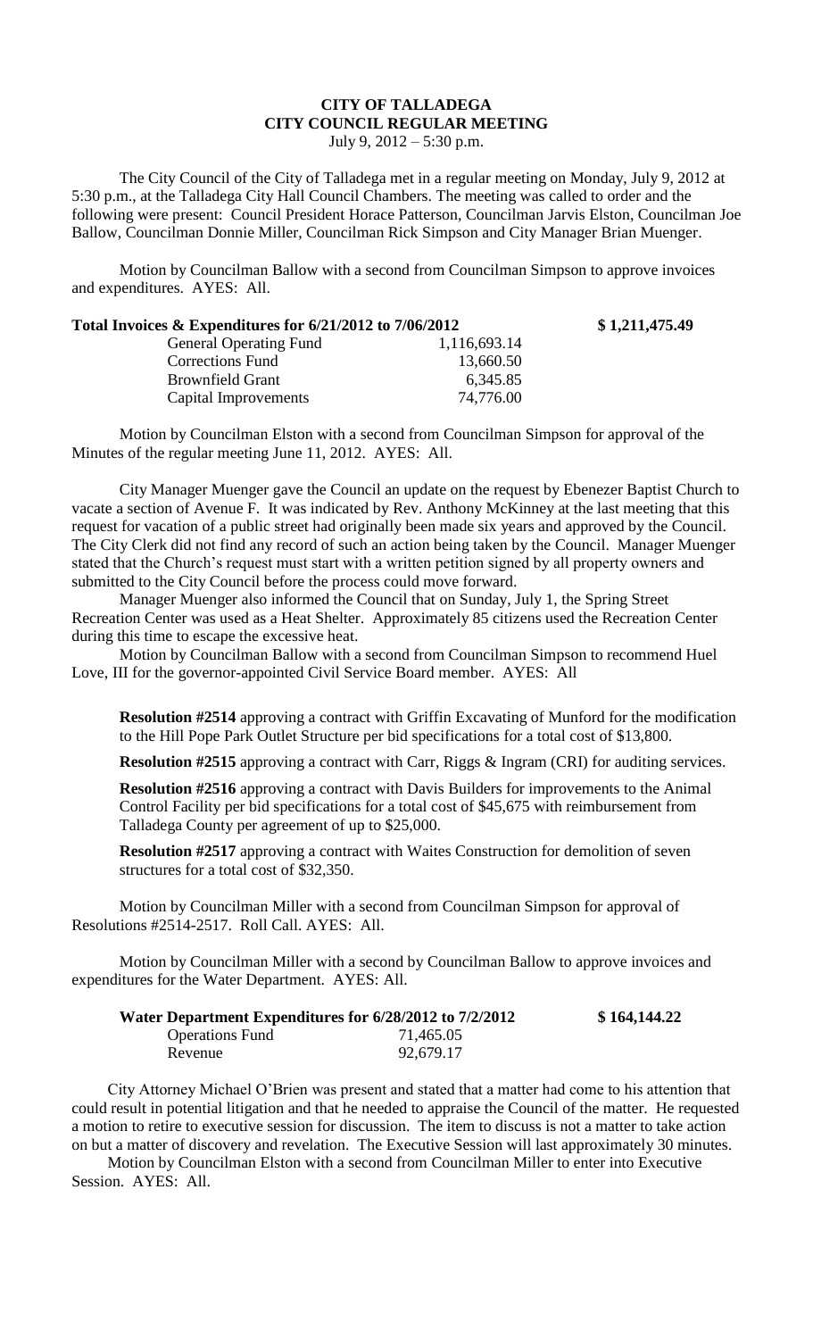# CITY OF TALLADEGA
## CITY COUNCIL REGULAR MEETING

July 9, 2012 – 5:30 p.m.

The City Council of the City of Talladega met in a regular meeting on Monday, July 9, 2012 at 5:30 p.m., at the Talladega City Hall Council Chambers. The meeting was called to order and the following were present: Council President Horace Patterson, Councilman Jarvis Elston, Councilman Joe Ballow, Councilman Donnie Miller, Councilman Rick Simpson and City Manager Brian Muenger.

Motion by Councilman Ballow with a second from Councilman Simpson to approve invoices and expenditures. AYES: All.

| **Total Invoices & Expenditures for 6/21/2012 to 7/06/2012** | | **$ 1,211,475.49** |
|---|---|---|
| General Operating Fund | 1,116,693.14 | |
| Corrections Fund | 13,660.50 | |
| Brownfield Grant | 6,345.85 | |
| Capital Improvements | 74,776.00 | |

Motion by Councilman Elston with a second from Councilman Simpson for approval of the Minutes of the regular meeting June 11, 2012. AYES: All.

City Manager Muenger gave the Council an update on the request by Ebenezer Baptist Church to vacate a section of Avenue F. It was indicated by Rev. Anthony McKinney at the last meeting that this request for vacation of a public street had originally been made six years and approved by the Council. The City Clerk did not find any record of such an action being taken by the Council. Manager Muenger stated that the Church's request must start with a written petition signed by all property owners and submitted to the City Council before the process could move forward.

Manager Muenger also informed the Council that on Sunday, July 1, the Spring Street Recreation Center was used as a Heat Shelter. Approximately 85 citizens used the Recreation Center during this time to escape the excessive heat.

Motion by Councilman Ballow with a second from Councilman Simpson to recommend Huel Love, III for the governor-appointed Civil Service Board member. AYES: All

**Resolution #2514** approving a contract with Griffin Excavating of Munford for the modification to the Hill Pope Park Outlet Structure per bid specifications for a total cost of $13,800.

**Resolution #2515** approving a contract with Carr, Riggs & Ingram (CRI) for auditing services.

**Resolution #2516** approving a contract with Davis Builders for improvements to the Animal Control Facility per bid specifications for a total cost of $45,675 with reimbursement from Talladega County per agreement of up to $25,000.

**Resolution #2517** approving a contract with Waites Construction for demolition of seven structures for a total cost of $32,350.

Motion by Councilman Miller with a second from Councilman Simpson for approval of Resolutions #2514-2517. Roll Call. AYES: All.

Motion by Councilman Miller with a second by Councilman Ballow to approve invoices and expenditures for the Water Department. AYES: All.

| **Water Department Expenditures for 6/28/2012 to 7/2/2012** | | **$ 164,144.22** |
|---|---|---|
| Operations Fund | 71,465.05 | |
| Revenue | 92,679.17 | |

City Attorney Michael O'Brien was present and stated that a matter had come to his attention that could result in potential litigation and that he needed to appraise the Council of the matter. He requested a motion to retire to executive session for discussion. The item to discuss is not a matter to take action on but a matter of discovery and revelation. The Executive Session will last approximately 30 minutes.

Motion by Councilman Elston with a second from Councilman Miller to enter into Executive Session. AYES: All.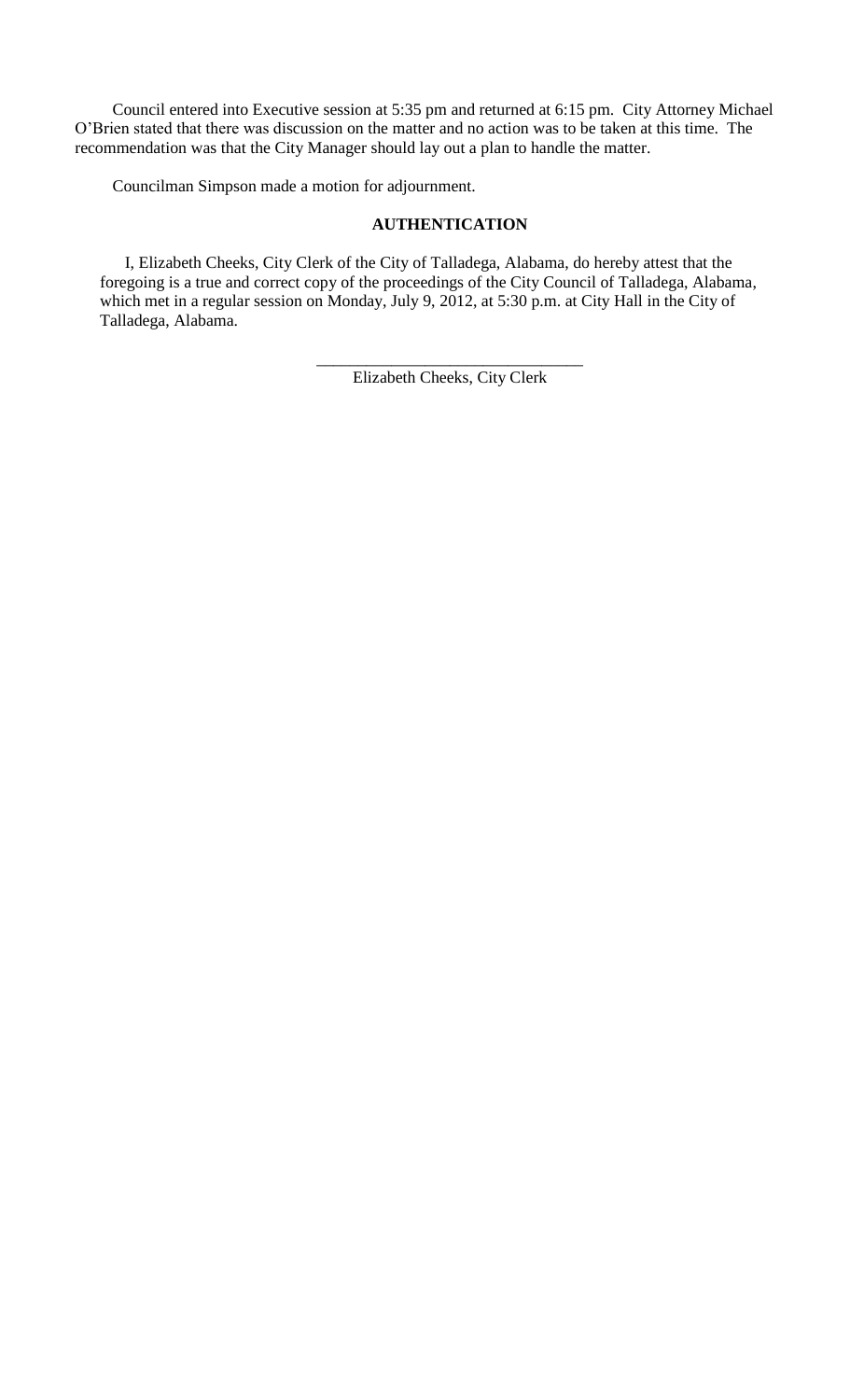Council entered into Executive session at 5:35 pm and returned at 6:15 pm. City Attorney Michael O'Brien stated that there was discussion on the matter and no action was to be taken at this time. The recommendation was that the City Manager should lay out a plan to handle the matter.

Councilman Simpson made a motion for adjournment.

**AUTHENTICATION**

I, Elizabeth Cheeks, City Clerk of the City of Talladega, Alabama, do hereby attest that the foregoing is a true and correct copy of the proceedings of the City Council of Talladega, Alabama, which met in a regular session on Monday, July 9, 2012, at 5:30 p.m. at City Hall in the City of Talladega, Alabama.

\_\_\_\_\_\_\_\_\_\_\_\_\_\_\_\_\_\_\_\_\_\_\_\_\_\_\_\_\_\_\_\_

Elizabeth Cheeks, City Clerk